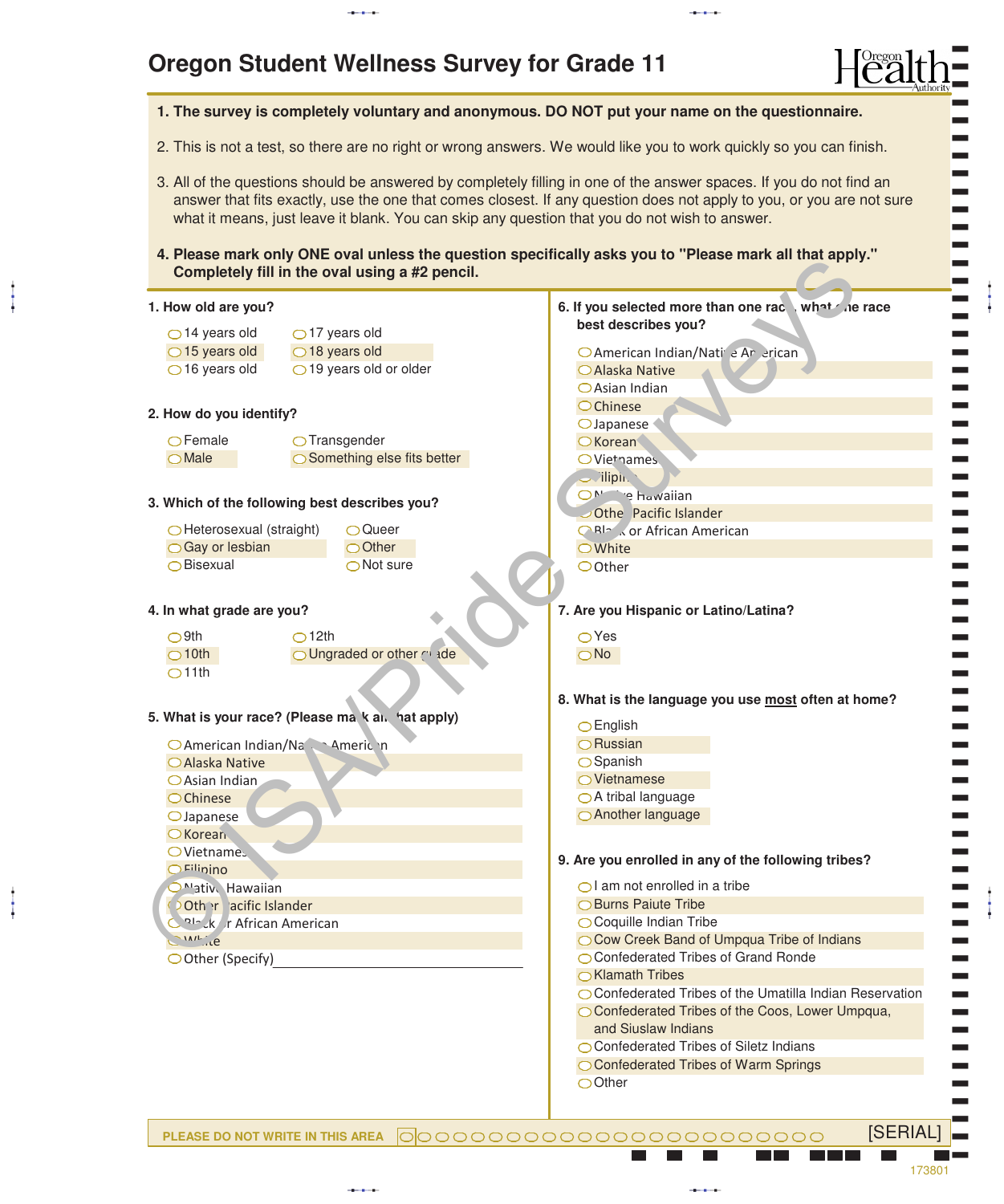# Oregon Student Wellness Survey for Grade 11

1. **The survey is completely voluntary and anonymous. DO NOT put your name on the questionnaire.**
2. This is not a test, so there are no right or wrong answers. We would like you to work quickly so you can finish.
3. All of the questions should be answered by completely filling in one of the answer spaces. If you do not find an answer that fits exactly, use the one that comes closest. If any question does not apply to you, or you are not sure what it means, just leave it blank. You can skip any question that you do not wish to answer.
4. **Please mark only ONE oval unless the question specifically asks you to "Please mark all that apply." Completely fill in the oval using a #2 pencil.**

**1. How old are you?**

- 14 years old
- 15 years old
- 16 years old
- 17 years old
- 18 years old
- 19 years old or older

**2. How do you identify?**

- Female
- Male
- Transgender
- Something else fits better

**3. Which of the following best describes you?**

- Heterosexual (straight)
- Gay or lesbian
- Bisexual
- Queer
- Other
- Not sure

**4. In what grade are you?**

- 9th
- 10th
- 11th
- 12th
- Ungraded or other grade

**5. What is your race? (Please mark all that apply)**

- American Indian/Native American
- Alaska Native
- Asian Indian
- Chinese
- Japanese
- Korean
- Vietnamese
- Filipino
- Native Hawaiian
- Other Pacific Islander
- Black or African American
- White
- Other (Specify)\_\_\_\_\_\_\_\_\_\_\_\_\_\_\_\_\_\_\_\_

**6. If you selected more than one race, what one race best describes you?**

- American Indian/Native American
- Alaska Native
- Asian Indian
- Chinese
- Japanese
- Korean
- Vietnamese
- Filipino
- Native Hawaiian
- Other Pacific Islander
- Black or African American
- White
- Other

**7. Are you Hispanic or Latino/Latina?**

- Yes
- No

**8. What is the language you use most often at home?**

- English
- Russian
- Spanish
- Vietnamese
- A tribal language
- Another language

**9. Are you enrolled in any of the following tribes?**

- I am not enrolled in a tribe
- Burns Paiute Tribe
- Coquille Indian Tribe
- Cow Creek Band of Umpqua Tribe of Indians
- Confederated Tribes of Grand Ronde
- Klamath Tribes
- Confederated Tribes of the Umatilla Indian Reservation
- Confederated Tribes of the Coos, Lower Umpqua, and Siuslaw Indians
- Confederated Tribes of Siletz Indians
- Confederated Tribes of Warm Springs
- Other

PLEASE DO NOT WRITE IN THIS AREA [SERIAL]

173801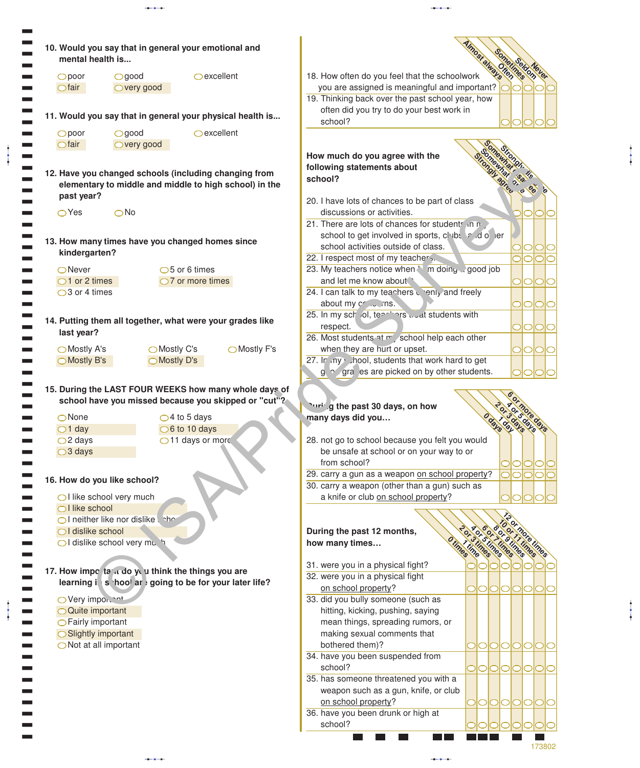**10. Would you say that in general your emotional and mental health is...**

- poor
- fair
- good
- very good
- excellent

**11. Would you say that in general your physical health is...**

- poor
- fair
- good
- very good
- excellent

**12. Have you changed schools (including changing from elementary to middle and middle to high school) in the past year?**

- Yes
- No

**13. How many times have you changed homes since kindergarten?**

- Never
- 1 or 2 times
- 3 or 4 times
- 5 or 6 times
- 7 or more times

**14. Putting them all together, what were your grades like last year?**

- Mostly A's
- Mostly B's
- Mostly C's
- Mostly D's
- Mostly F's

**15. During the LAST FOUR WEEKS how many whole days of school have you missed because you skipped or "cut"?**

- None
- 1 day
- 2 days
- 3 days
- 4 to 5 days
- 6 to 10 days
- 11 days or more

**16. How do you like school?**

- I like school very much
- I like school
- I neither like nor dislike school
- I dislike school
- I dislike school very much

**17. How important do you think the things you are learning in school are going to be for your later life?**

- Very important
- Quite important
- Fairly important
- Slightly important
- Not at all important

| | Almost always | Often | Sometimes | Seldom | Never |
|---|---|---|---|---|---|
| 18. How often do you feel that the schoolwork you are assigned is meaningful and important? | ◯ | ◯ | ◯ | ◯ | ◯ |
| 19. Thinking back over the past school year, how often did you try to do your best work in school? | ◯ | ◯ | ◯ | ◯ | ◯ |

**How much do you agree with the following statements about school?**

| | Strongly agree | Somewhat agree | Somewhat disagree | Strongly disagree |
|---|---|---|---|---|
| 20. I have lots of chances to be part of class discussions or activities. | ◯ | ◯ | ◯ | ◯ |
| 21. There are lots of chances for students in my school to get involved in sports, clubs, and other school activities outside of class. | ◯ | ◯ | ◯ | ◯ |
| 22. I respect most of my teachers. | ◯ | ◯ | ◯ | ◯ |
| 23. My teachers notice when I am doing a good job and let me know about it. | ◯ | ◯ | ◯ | ◯ |
| 24. I can talk to my teachers openly and freely about my concerns. | ◯ | ◯ | ◯ | ◯ |
| 25. In my school, teachers treat students with respect. | ◯ | ◯ | ◯ | ◯ |
| 26. Most students at my school help each other when they are hurt or upset. | ◯ | ◯ | ◯ | ◯ |
| 27. In my school, students that work hard to get good grades are picked on by other students. | ◯ | ◯ | ◯ | ◯ |

**During the past 30 days, on how many days did you…**

| | 0 days | 1 day | 2 or 3 days | 4 or 5 days | 6 or more days |
|---|---|---|---|---|---|
| 28. not go to school because you felt you would be unsafe at school or on your way to or from school? | ◯ | ◯ | ◯ | ◯ | ◯ |
| 29. carry a gun as a weapon on school property? | ◯ | ◯ | ◯ | ◯ | ◯ |
| 30. carry a weapon (other than a gun) such as a knife or club on school property? | ◯ | ◯ | ◯ | ◯ | ◯ |

**During the past 12 months, how many times…**

| | 0 times | 1 time | 2 or 3 times | 4 or 5 times | 6 or 7 times | 8 or 9 times | 10 or 11 times | 12 or more times |
|---|---|---|---|---|---|---|---|---|
| 31. were you in a physical fight? | ◯ | ◯ | ◯ | ◯ | ◯ | ◯ | ◯ | ◯ |
| 32. were you in a physical fight on school property? | ◯ | ◯ | ◯ | ◯ | ◯ | ◯ | ◯ | ◯ |
| 33. did you bully someone (such as hitting, kicking, pushing, saying mean things, spreading rumors, or making sexual comments that bothered them)? | ◯ | ◯ | ◯ | ◯ | ◯ | ◯ | ◯ | ◯ |
| 34. have you been suspended from school? | ◯ | ◯ | ◯ | ◯ | ◯ | ◯ | ◯ | ◯ |
| 35. has someone threatened you with a weapon such as a gun, knife, or club on school property? | ◯ | ◯ | ◯ | ◯ | ◯ | ◯ | ◯ | ◯ |
| 36. have you been drunk or high at school? | ◯ | ◯ | ◯ | ◯ | ◯ | ◯ | ◯ | ◯ |

173802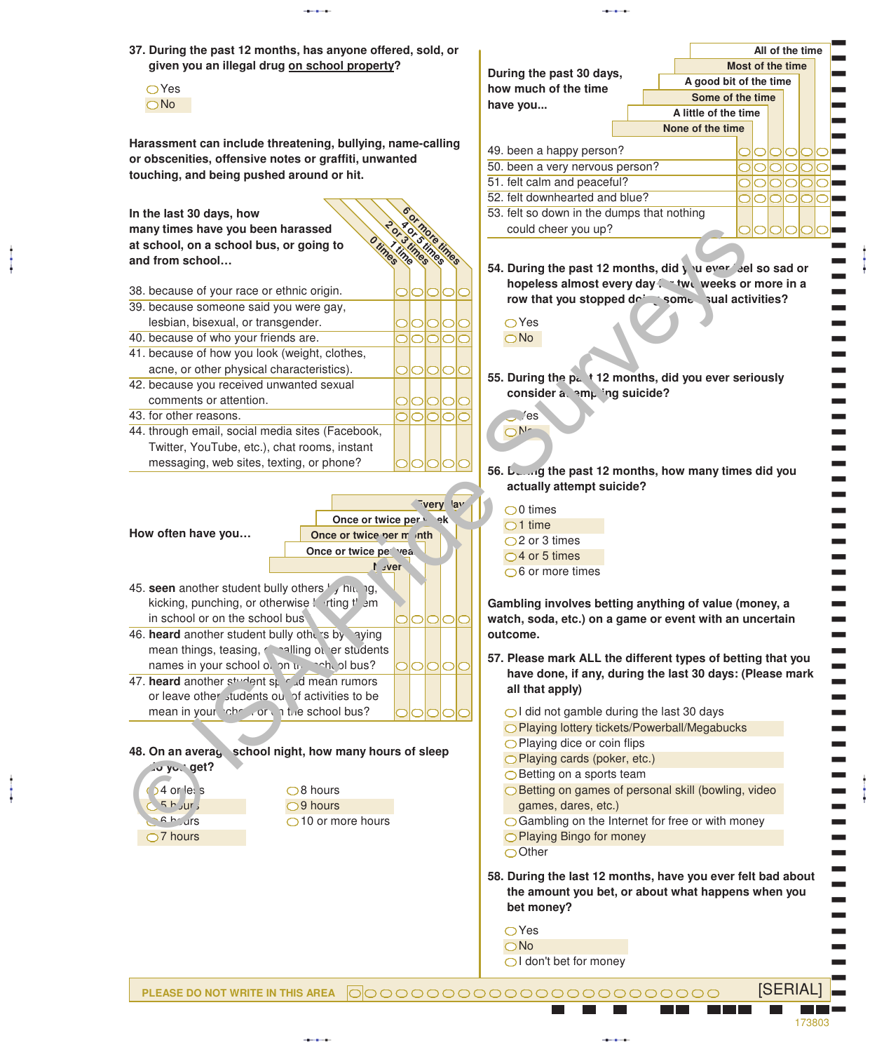**37. During the past 12 months, has anyone offered, sold, or given you an illegal drug on school property?**

- ◯ Yes
- ◯ No

**Harassment can include threatening, bullying, name-calling or obscenities, offensive notes or graffiti, unwanted touching, and being pushed around or hit.**

**In the last 30 days, how many times have you been harassed at school, on a school bus, or going to and from school…**

| | 0 times | 1 time | 2 or 3 times | 4 or 5 times | 6 or more times |
|---|---|---|---|---|---|
| 38. because of your race or ethnic origin. | ◯ | ◯ | ◯ | ◯ | ◯ |
| 39. because someone said you were gay, lesbian, bisexual, or transgender. | ◯ | ◯ | ◯ | ◯ | ◯ |
| 40. because of who your friends are. | ◯ | ◯ | ◯ | ◯ | ◯ |
| 41. because of how you look (weight, clothes, acne, or other physical characteristics). | ◯ | ◯ | ◯ | ◯ | ◯ |
| 42. because you received unwanted sexual comments or attention. | ◯ | ◯ | ◯ | ◯ | ◯ |
| 43. for other reasons. | ◯ | ◯ | ◯ | ◯ | ◯ |
| 44. through email, social media sites (Facebook, Twitter, YouTube, etc.), chat rooms, instant messaging, web sites, texting, or phone? | ◯ | ◯ | ◯ | ◯ | ◯ |

**How often have you…**

| | Never | Once or twice per year | Once or twice per month | Once or twice per week | Every day |
|---|---|---|---|---|---|
| 45. **seen** another student bully others by hitting, kicking, punching, or otherwise hurting them in school or on the school bus? | ◯ | ◯ | ◯ | ◯ | ◯ |
| 46. **heard** another student bully others by saying mean things, teasing, or calling other students names in your school or on the school bus? | ◯ | ◯ | ◯ | ◯ | ◯ |
| 47. **heard** another student spread mean rumors or leave other students out of activities to be mean in your school or on the school bus? | ◯ | ◯ | ◯ | ◯ | ◯ |

**48. On an average school night, how many hours of sleep do you get?**

- ◯ 4 or less
- ◯ 5 hours
- ◯ 6 hours
- ◯ 7 hours
- ◯ 8 hours
- ◯ 9 hours
- ◯ 10 or more hours

**During the past 30 days, how much of the time have you…**

| | None of the time | A little of the time | Some of the time | A good bit of the time | Most of the time | All of the time |
|---|---|---|---|---|---|---|
| 49. been a happy person? | ◯ | ◯ | ◯ | ◯ | ◯ | ◯ |
| 50. been a very nervous person? | ◯ | ◯ | ◯ | ◯ | ◯ | ◯ |
| 51. felt calm and peaceful? | ◯ | ◯ | ◯ | ◯ | ◯ | ◯ |
| 52. felt downhearted and blue? | ◯ | ◯ | ◯ | ◯ | ◯ | ◯ |
| 53. felt so down in the dumps that nothing could cheer you up? | ◯ | ◯ | ◯ | ◯ | ◯ | ◯ |

**54. During the past 12 months, did you ever feel so sad or hopeless almost every day for two weeks or more in a row that you stopped doing some usual activities?**

- ◯ Yes
- ◯ No

**55. During the past 12 months, did you ever seriously consider attempting suicide?**

- ◯ Yes
- ◯ No

**56. During the past 12 months, how many times did you actually attempt suicide?**

- ◯ 0 times
- ◯ 1 time
- ◯ 2 or 3 times
- ◯ 4 or 5 times
- ◯ 6 or more times

**Gambling involves betting anything of value (money, a watch, soda, etc.) on a game or event with an uncertain outcome.**

**57. Please mark ALL the different types of betting that you have done, if any, during the last 30 days: (Please mark all that apply)**

- ◯ I did not gamble during the last 30 days
- ◯ Playing lottery tickets/Powerball/Megabucks
- ◯ Playing dice or coin flips
- ◯ Playing cards (poker, etc.)
- ◯ Betting on a sports team
- ◯ Betting on games of personal skill (bowling, video games, dares, etc.)
- ◯ Gambling on the Internet for free or with money
- ◯ Playing Bingo for money
- ◯ Other

**58. During the last 12 months, have you ever felt bad about the amount you bet, or about what happens when you bet money?**

- ◯ Yes
- ◯ No
- ◯ I don't bet for money

PLEASE DO NOT WRITE IN THIS AREA [SERIAL]

173803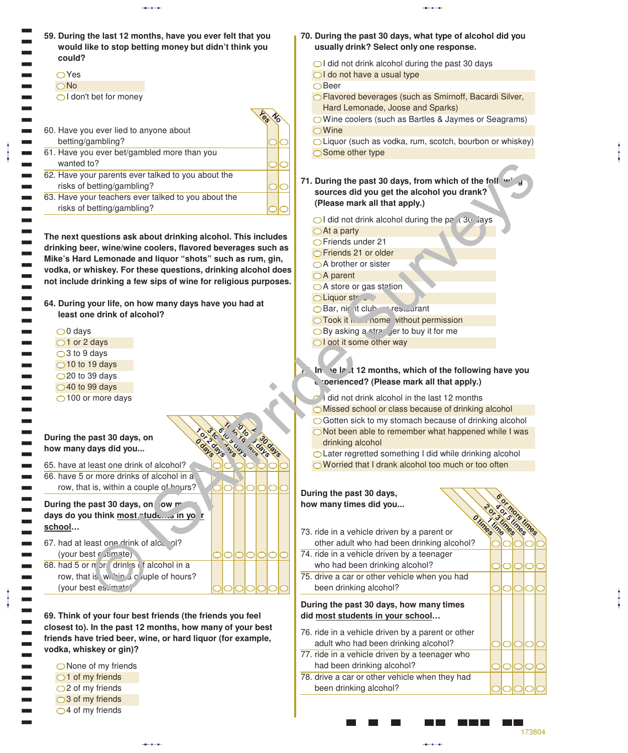**59. During the last 12 months, have you ever felt that you would like to stop betting money but didn't think you could?**

- Yes
- No
- I don't bet for money

| | Yes | No |
|---|---|---|
| 60. Have you ever lied to anyone about betting/gambling? | ◯ | ◯ |
| 61. Have you ever bet/gambled more than you wanted to? | ◯ | ◯ |
| 62. Have your parents ever talked to you about the risks of betting/gambling? | ◯ | ◯ |
| 63. Have your teachers ever talked to you about the risks of betting/gambling? | ◯ | ◯ |

**The next questions ask about drinking alcohol. This includes drinking beer, wine/wine coolers, flavored beverages such as Mike's Hard Lemonade and liquor "shots" such as rum, gin, vodka, or whiskey. For these questions, drinking alcohol does not include drinking a few sips of wine for religious purposes.**

**64. During your life, on how many days have you had at least one drink of alcohol?**

- 0 days
- 1 or 2 days
- 3 to 9 days
- 10 to 19 days
- 20 to 39 days
- 40 to 99 days
- 100 or more days

| **During the past 30 days, on how many days did you...** | 0 days | 1 or 2 days | 3 to 5 days | 6 to 9 days | 10 to 19 days | 20 to 29 days | All 30 days |
|---|---|---|---|---|---|---|---|
| 65. have at least one drink of alcohol? | ◯ | ◯ | ◯ | ◯ | ◯ | ◯ | ◯ |
| 66. have 5 or more drinks of alcohol in a row, that is, within a couple of hours? | ◯ | ◯ | ◯ | ◯ | ◯ | ◯ | ◯ |
| **During the past 30 days, on how many days do you think <u>most students in your school</u>...** | | | | | | | |
| 67. had at least one drink of alcohol? (your best estimate) | ◯ | ◯ | ◯ | ◯ | ◯ | ◯ | ◯ |
| 68. had 5 or more drinks of alcohol in a row, that is, within a couple of hours? (your best estimate) | ◯ | ◯ | ◯ | ◯ | ◯ | ◯ | ◯ |

**69. Think of your four best friends (the friends you feel closest to). In the past 12 months, how many of your best friends have tried beer, wine, or hard liquor (for example, vodka, whiskey or gin)?**

- None of my friends
- 1 of my friends
- 2 of my friends
- 3 of my friends
- 4 of my friends

**70. During the past 30 days, what type of alcohol did you usually drink? Select only one response.**

- I did not drink alcohol during the past 30 days
- I do not have a usual type
- Beer
- Flavored beverages (such as Smirnoff, Bacardi Silver, Hard Lemonade, Joose and Sparks)
- Wine coolers (such as Bartles & Jaymes or Seagrams)
- Wine
- Liquor (such as vodka, rum, scotch, bourbon or whiskey)
- Some other type

**71. During the past 30 days, from which of the following sources did you get the alcohol you drank? (Please mark all that apply.)**

- I did not drink alcohol during the past 30 days
- At a party
- Friends under 21
- Friends 21 or older
- A brother or sister
- A parent
- A store or gas station
- Liquor store
- Bar, night club or restaurant
- Took it from home without permission
- By asking a stranger to buy it for me
- I got it some other way

**72. In the last 12 months, which of the following have you experienced? (Please mark all that apply.)**

- I did not drink alcohol in the last 12 months
- Missed school or class because of drinking alcohol
- Gotten sick to my stomach because of drinking alcohol
- Not been able to remember what happened while I was drinking alcohol
- Later regretted something I did while drinking alcohol
- Worried that I drank alcohol too much or too often

| **During the past 30 days, how many times did you...** | 0 times | 1 time | 2 or 3 times | 4 or 5 times | 6 or more times |
|---|---|---|---|---|---|
| 73. ride in a vehicle driven by a parent or other adult who had been drinking alcohol? | ◯ | ◯ | ◯ | ◯ | ◯ |
| 74. ride in a vehicle driven by a teenager who had been drinking alcohol? | ◯ | ◯ | ◯ | ◯ | ◯ |
| 75. drive a car or other vehicle when you had been drinking alcohol? | ◯ | ◯ | ◯ | ◯ | ◯ |
| **During the past 30 days, how many times did <u>most students in your school</u>...** | | | | | |
| 76. ride in a vehicle driven by a parent or other adult who had been drinking alcohol? | ◯ | ◯ | ◯ | ◯ | ◯ |
| 77. ride in a vehicle driven by a teenager who had been drinking alcohol? | ◯ | ◯ | ◯ | ◯ | ◯ |
| 78. drive a car or other vehicle when they had been drinking alcohol? | ◯ | ◯ | ◯ | ◯ | ◯ |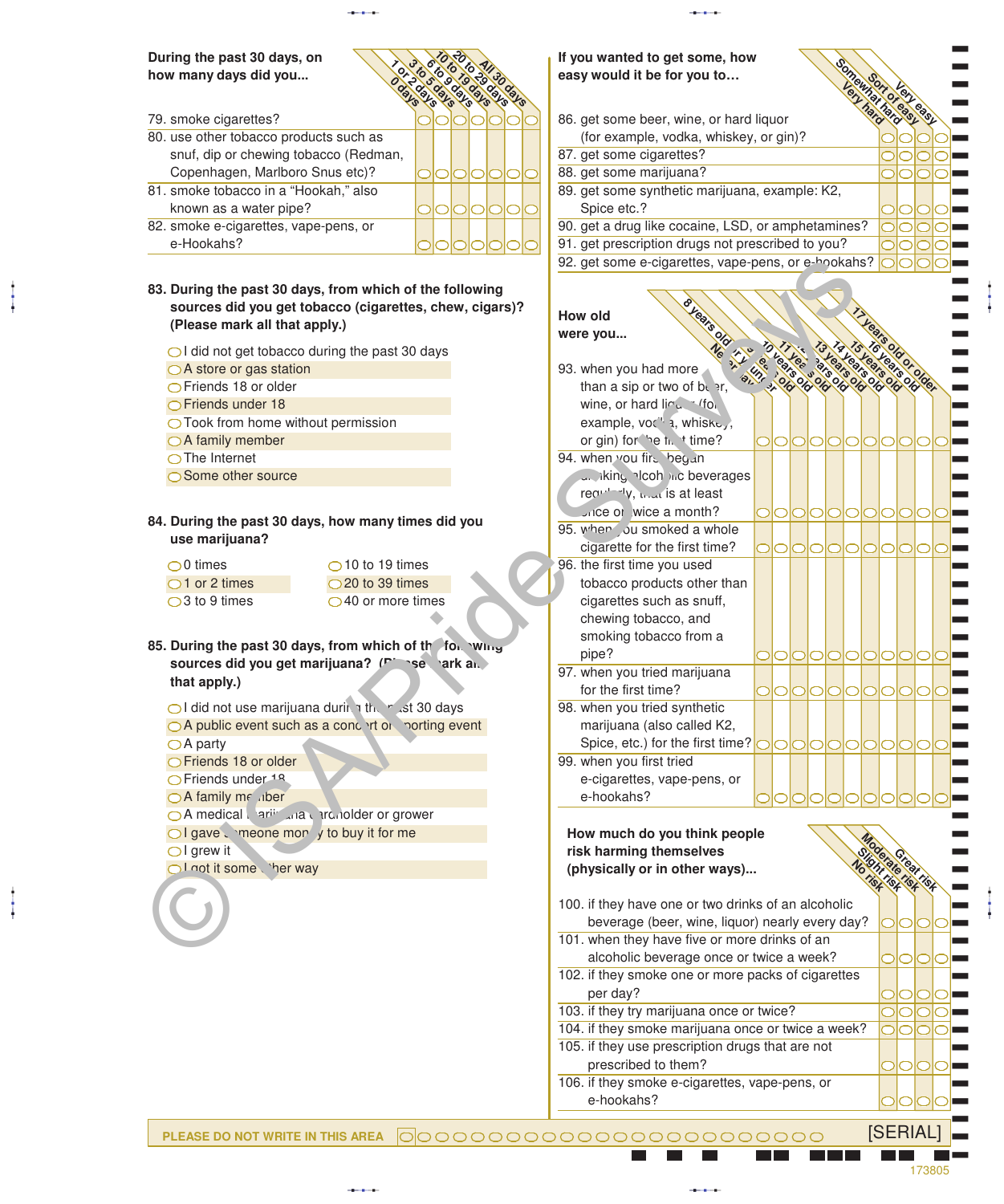**During the past 30 days, on how many days did you...**

| | 0 days | 1 or 2 days | 3 to 5 days | 6 to 9 days | 10 to 19 days | 20 to 29 days | All 30 days |
|---|---|---|---|---|---|---|---|
| 79. smoke cigarettes? | ◯ | ◯ | ◯ | ◯ | ◯ | ◯ | ◯ |
| 80. use other tobacco products such as snuf, dip or chewing tobacco (Redman, Copenhagen, Marlboro Snus etc)? | ◯ | ◯ | ◯ | ◯ | ◯ | ◯ | ◯ |
| 81. smoke tobacco in a "Hookah," also known as a water pipe? | ◯ | ◯ | ◯ | ◯ | ◯ | ◯ | ◯ |
| 82. smoke e-cigarettes, vape-pens, or e-Hookahs? | ◯ | ◯ | ◯ | ◯ | ◯ | ◯ | ◯ |

**83. During the past 30 days, from which of the following sources did you get tobacco (cigarettes, chew, cigars)? (Please mark all that apply.)**

- ◯ I did not get tobacco during the past 30 days
- ◯ A store or gas station
- ◯ Friends 18 or older
- ◯ Friends under 18
- ◯ Took from home without permission
- ◯ A family member
- ◯ The Internet
- ◯ Some other source

**84. During the past 30 days, how many times did you use marijuana?**

- ◯ 0 times
- ◯ 1 or 2 times
- ◯ 3 to 9 times
- ◯ 10 to 19 times
- ◯ 20 to 39 times
- ◯ 40 or more times

**85. During the past 30 days, from which of the following sources did you get marijuana? (Please mark all that apply.)**

- ◯ I did not use marijuana during the past 30 days
- ◯ A public event such as a concert or sporting event
- ◯ A party
- ◯ Friends 18 or older
- ◯ Friends under 18
- ◯ A family member
- ◯ A medical marijuana cardholder or grower
- ◯ I gave someone money to buy it for me
- ◯ I grew it
- ◯ I got it some other way

**If you wanted to get some, how easy would it be for you to...**

| | Very hard | Somewhat hard | Sort of easy | Very easy |
|---|---|---|---|---|
| 86. get some beer, wine, or hard liquor (for example, vodka, whiskey, or gin)? | ◯ | ◯ | ◯ | ◯ |
| 87. get some cigarettes? | ◯ | ◯ | ◯ | ◯ |
| 88. get some marijuana? | ◯ | ◯ | ◯ | ◯ |
| 89. get some synthetic marijuana, example: K2, Spice etc.? | ◯ | ◯ | ◯ | ◯ |
| 90. get a drug like cocaine, LSD, or amphetamines? | ◯ | ◯ | ◯ | ◯ |
| 91. get prescription drugs not prescribed to you? | ◯ | ◯ | ◯ | ◯ |
| 92. get some e-cigarettes, vape-pens, or e-hookahs? | ◯ | ◯ | ◯ | ◯ |

**How old were you...**

| | Never have | 8 years old or under | 9 years old | 10 years old | 11 years old | 12 years old | 13 years old | 14 years old | 15 years old | 16 years old | 17 years old or older |
|---|---|---|---|---|---|---|---|---|---|---|---|
| 93. when you had more than a sip or two of beer, wine, or hard liquor (for example, vodka, whiskey, or gin) for the first time? | ◯ | ◯ | ◯ | ◯ | ◯ | ◯ | ◯ | ◯ | ◯ | ◯ | ◯ |
| 94. when you first began drinking alcoholic beverages regularly, that is at least once or twice a month? | ◯ | ◯ | ◯ | ◯ | ◯ | ◯ | ◯ | ◯ | ◯ | ◯ | ◯ |
| 95. when you smoked a whole cigarette for the first time? | ◯ | ◯ | ◯ | ◯ | ◯ | ◯ | ◯ | ◯ | ◯ | ◯ | ◯ |
| 96. the first time you used tobacco products other than cigarettes such as snuff, chewing tobacco, and smoking tobacco from a pipe? | ◯ | ◯ | ◯ | ◯ | ◯ | ◯ | ◯ | ◯ | ◯ | ◯ | ◯ |
| 97. when you tried marijuana for the first time? | ◯ | ◯ | ◯ | ◯ | ◯ | ◯ | ◯ | ◯ | ◯ | ◯ | ◯ |
| 98. when you tried synthetic marijuana (also called K2, Spice, etc.) for the first time? | ◯ | ◯ | ◯ | ◯ | ◯ | ◯ | ◯ | ◯ | ◯ | ◯ | ◯ |
| 99. when you first tried e-cigarettes, vape-pens, or e-hookahs? | ◯ | ◯ | ◯ | ◯ | ◯ | ◯ | ◯ | ◯ | ◯ | ◯ | ◯ |

**How much do you think people risk harming themselves (physically or in other ways)...**

| | No risk | Slight risk | Moderate risk | Great risk |
|---|---|---|---|---|
| 100. if they have one or two drinks of an alcoholic beverage (beer, wine, liquor) nearly every day? | ◯ | ◯ | ◯ | ◯ |
| 101. when they have five or more drinks of an alcoholic beverage once or twice a week? | ◯ | ◯ | ◯ | ◯ |
| 102. if they smoke one or more packs of cigarettes per day? | ◯ | ◯ | ◯ | ◯ |
| 103. if they try marijuana once or twice? | ◯ | ◯ | ◯ | ◯ |
| 104. if they smoke marijuana once or twice a week? | ◯ | ◯ | ◯ | ◯ |
| 105. if they use prescription drugs that are not prescribed to them? | ◯ | ◯ | ◯ | ◯ |
| 106. if they smoke e-cigarettes, vape-pens, or e-hookahs? | ◯ | ◯ | ◯ | ◯ |

PLEASE DO NOT WRITE IN THIS AREA [SERIAL]

173805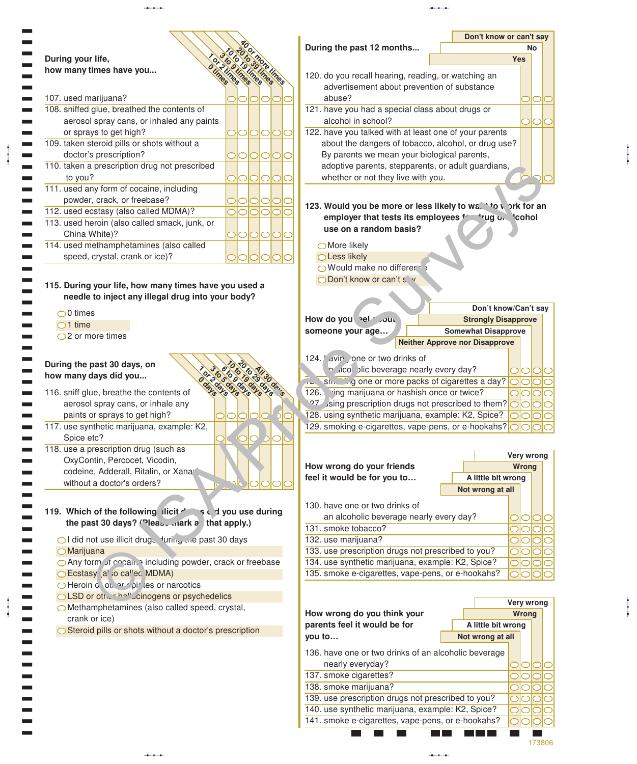**During your life, how many times have you...**

| | 0 times | 1 or 2 times | 3 to 9 times | 10 to 19 times | 20 to 39 times | 40 or more times |
|---|---|---|---|---|---|---|
| 107. used marijuana? | ○ | ○ | ○ | ○ | ○ | ○ |
| 108. sniffed glue, breathed the contents of aerosol spray cans, or inhaled any paints or sprays to get high? | ○ | ○ | ○ | ○ | ○ | ○ |
| 109. taken steroid pills or shots without a doctor's prescription? | ○ | ○ | ○ | ○ | ○ | ○ |
| 110. taken a prescription drug not prescribed to you? | ○ | ○ | ○ | ○ | ○ | ○ |
| 111. used any form of cocaine, including powder, crack, or freebase? | ○ | ○ | ○ | ○ | ○ | ○ |
| 112. used ecstasy (also called MDMA)? | ○ | ○ | ○ | ○ | ○ | ○ |
| 113. used heroin (also called smack, junk, or China White)? | ○ | ○ | ○ | ○ | ○ | ○ |
| 114. used methamphetamines (also called speed, crystal, crank or ice)? | ○ | ○ | ○ | ○ | ○ | ○ |

**115. During your life, how many times have you used a needle to inject any illegal drug into your body?**

- ○ 0 times
- ○ 1 time
- ○ 2 or more times

**During the past 30 days, on how many days did you...**

| | 0 days | 1 or 2 days | 3 to 5 days | 6 to 9 days | 10 to 19 days | 20 to 29 days | All 30 days |
|---|---|---|---|---|---|---|---|
| 116. sniff glue, breathe the contents of aerosol spray cans, or inhale any paints or sprays to get high? | ○ | ○ | ○ | ○ | ○ | ○ | ○ |
| 117. use synthetic marijuana, example: K2, Spice etc? | ○ | ○ | ○ | ○ | ○ | ○ | ○ |
| 118. use a prescription drug (such as OxyContin, Percocet, Vicodin, codeine, Adderall, Ritalin, or Xanax) without a doctor's orders? | ○ | ○ | ○ | ○ | ○ | ○ | ○ |

**119. Which of the following illicit drugs did you use during the past 30 days? (Please mark all that apply.)**

- ○ I did not use illicit drugs during the past 30 days
- ○ Marijuana
- ○ Any form of cocaine including powder, crack or freebase
- ○ Ecstasy (also called MDMA)
- ○ Heroin or other opiates or narcotics
- ○ LSD or other hallucinogens or psychedelics
- ○ Methamphetamines (also called speed, crystal, crank or ice)
- ○ Steroid pills or shots without a doctor's prescription

**During the past 12 months...**

| | Yes | No | Don't know or can't say |
|---|---|---|---|
| 120. do you recall hearing, reading, or watching an advertisement about prevention of substance abuse? | ○ | ○ | ○ |
| 121. have you had a special class about drugs or alcohol in school? | ○ | ○ | ○ |
| 122. have you talked with at least one of your parents about the dangers of tobacco, alcohol, or drug use? By parents we mean your biological parents, adoptive parents, stepparents, or adult guardians, whether or not they live with you. | ○ | ○ | ○ |

**123. Would you be more or less likely to want to work for an employer that tests its employees for drug or alcohol use on a random basis?**

- ○ More likely
- ○ Less likely
- ○ Would make no difference
- ○ Don't know or can't say

**How do you feel about someone your age...**

| | Neither Approve nor Disapprove | Somewhat Disapprove | Strongly Disapprove | Don't know/Can't say |
|---|---|---|---|---|
| 124. having one or two drinks of an alcoholic beverage nearly every day? | ○ | ○ | ○ | ○ |
| 125. smoking one or more packs of cigarettes a day? | ○ | ○ | ○ | ○ |
| 126. trying marijuana or hashish once or twice? | ○ | ○ | ○ | ○ |
| 127. using prescription drugs not prescribed to them? | ○ | ○ | ○ | ○ |
| 128. using synthetic marijuana, example: K2, Spice? | ○ | ○ | ○ | ○ |
| 129. smoking e-cigarettes, vape-pens, or e-hookahs? | ○ | ○ | ○ | ○ |

**How wrong do your friends feel it would be for you to...**

| | Not wrong at all | A little bit wrong | Wrong | Very wrong |
|---|---|---|---|---|
| 130. have one or two drinks of an alcoholic beverage nearly every day? | ○ | ○ | ○ | ○ |
| 131. smoke tobacco? | ○ | ○ | ○ | ○ |
| 132. use marijuana? | ○ | ○ | ○ | ○ |
| 133. use prescription drugs not prescribed to you? | ○ | ○ | ○ | ○ |
| 134. use synthetic marijuana, example: K2, Spice? | ○ | ○ | ○ | ○ |
| 135. smoke e-cigarettes, vape-pens, or e-hookahs? | ○ | ○ | ○ | ○ |

**How wrong do you think your parents feel it would be for you to...**

| | Not wrong at all | A little bit wrong | Wrong | Very wrong |
|---|---|---|---|---|
| 136. have one or two drinks of an alcoholic beverage nearly everyday? | ○ | ○ | ○ | ○ |
| 137. smoke cigarettes? | ○ | ○ | ○ | ○ |
| 138. smoke marijuana? | ○ | ○ | ○ | ○ |
| 139. use prescription drugs not prescribed to you? | ○ | ○ | ○ | ○ |
| 140. use synthetic marijuana, example: K2, Spice? | ○ | ○ | ○ | ○ |
| 141. smoke e-cigarettes, vape-pens, or e-hookahs? | ○ | ○ | ○ | ○ |

173806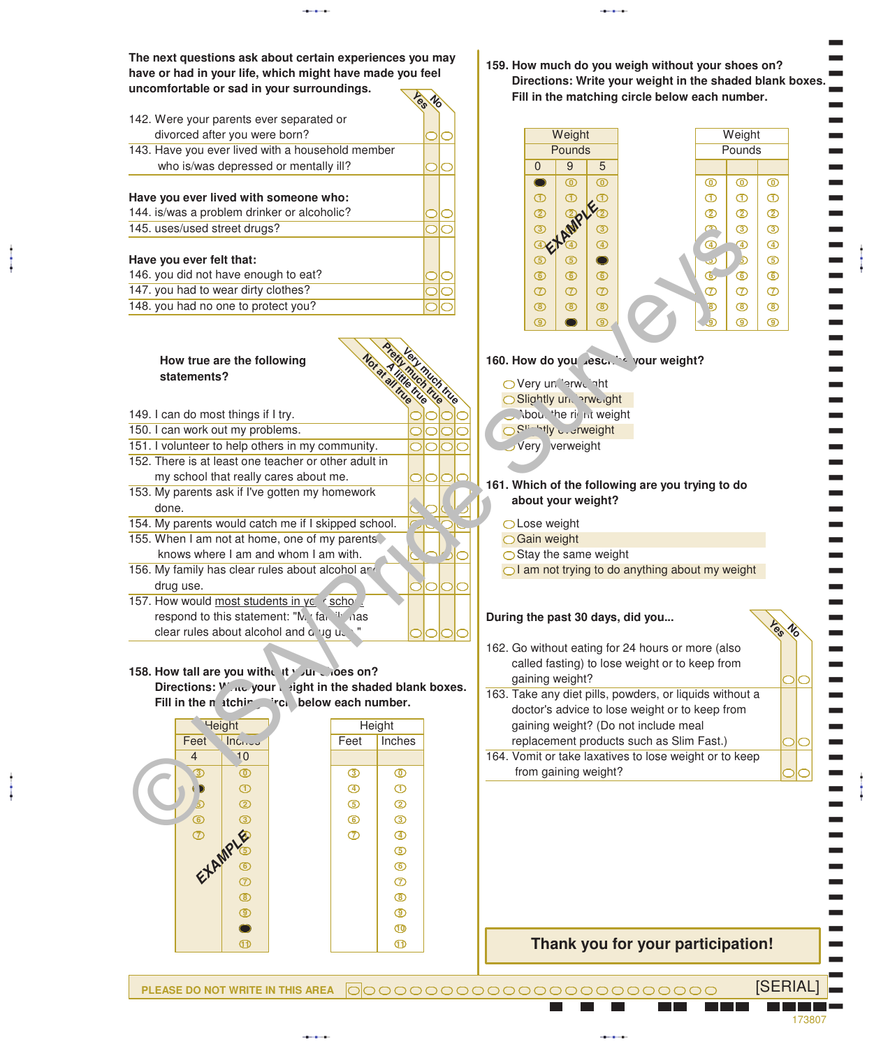The next questions ask about certain experiences you may have or had in your life, which might have made you feel uncomfortable or sad in your surroundings.

| | Yes | No |
|---|---|---|
| 142. Were your parents ever separated or divorced after you were born? | ◯ | ◯ |
| 143. Have you ever lived with a household member who is/was depressed or mentally ill? | ◯ | ◯ |
| **Have you ever lived with someone who:** | | |
| 144. is/was a problem drinker or alcoholic? | ◯ | ◯ |
| 145. uses/used street drugs? | ◯ | ◯ |
| **Have you ever felt that:** | | |
| 146. you did not have enough to eat? | ◯ | ◯ |
| 147. you had to wear dirty clothes? | ◯ | ◯ |
| 148. you had no one to protect you? | ◯ | ◯ |

**How true are the following statements?**

| | Not at all true | A little true | Pretty much true | Very much true |
|---|---|---|---|---|
| 149. I can do most things if I try. | ◯ | ◯ | ◯ | ◯ |
| 150. I can work out my problems. | ◯ | ◯ | ◯ | ◯ |
| 151. I volunteer to help others in my community. | ◯ | ◯ | ◯ | ◯ |
| 152. There is at least one teacher or other adult in my school that really cares about me. | ◯ | ◯ | ◯ | ◯ |
| 153. My parents ask if I've gotten my homework done. | ◯ | ◯ | ◯ | ◯ |
| 154. My parents would catch me if I skipped school. | ◯ | ◯ | ◯ | ◯ |
| 155. When I am not at home, one of my parents knows where I am and whom I am with. | ◯ | ◯ | ◯ | ◯ |
| 156. My family has clear rules about alcohol and drug use. | ◯ | ◯ | ◯ | ◯ |
| 157. How would most students in your school respond to this statement: "My family has clear rules about alcohol and drug use." | ◯ | ◯ | ◯ | ◯ |

**158. How tall are you without your shoes on?**
**Directions: Write your height in the shaded blank boxes. Fill in the matching circle below each number.**

EXAMPLE

| Height | |
|---|---|
| Feet | Inches |
| 4 | 10 |
| ③ ● ⑤ ⑥ ⑦ | ⓪ ① ② ③ ④ ⑤ ⑥ ⑦ ⑧ ⑨ ● ⑪ |

| Height | |
|---|---|
| Feet | Inches |
| | |
| ③ ④ ⑤ ⑥ ⑦ | ⓪ ① ② ③ ④ ⑤ ⑥ ⑦ ⑧ ⑨ ⑩ ⑪ |

**159. How much do you weigh without your shoes on?**
**Directions: Write your weight in the shaded blank boxes. Fill in the matching circle below each number.**

EXAMPLE

| Weight | | |
|---|---|---|
| Pounds | | |
| 0 | 9 | 5 |
| ● ① ② ③ ④ ⑤ ⑥ ⑦ ⑧ ⑨ | ⓪ ① ② ③ ④ ⑤ ⑥ ⑦ ⑧ ● | ⓪ ① ② ③ ④ ● ⑥ ⑦ ⑧ ⑨ |

| Weight | | |
|---|---|---|
| Pounds | | |
| | | |
| ⓪ ① ② ③ ④ ⑤ ⑥ ⑦ ⑧ ⑨ | ⓪ ① ② ③ ④ ⑤ ⑥ ⑦ ⑧ ⑨ | ⓪ ① ② ③ ④ ⑤ ⑥ ⑦ ⑧ ⑨ |

**160. How do you describe your weight?**

- ◯ Very underweight
- ◯ Slightly underweight
- ◯ About the right weight
- ◯ Slightly overweight
- ◯ Very overweight

**161. Which of the following are you trying to do about your weight?**

- ◯ Lose weight
- ◯ Gain weight
- ◯ Stay the same weight
- ◯ I am not trying to do anything about my weight

**During the past 30 days, did you...**

| | Yes | No |
|---|---|---|
| 162. Go without eating for 24 hours or more (also called fasting) to lose weight or to keep from gaining weight? | ◯ | ◯ |
| 163. Take any diet pills, powders, or liquids without a doctor's advice to lose weight or to keep from gaining weight? (Do not include meal replacement products such as Slim Fast.) | ◯ | ◯ |
| 164. Vomit or take laxatives to lose weight or to keep from gaining weight? | ◯ | ◯ |

**Thank you for your participation!**

PLEASE DO NOT WRITE IN THIS AREA

[SERIAL]

173807

© ISA/Pride Surveys